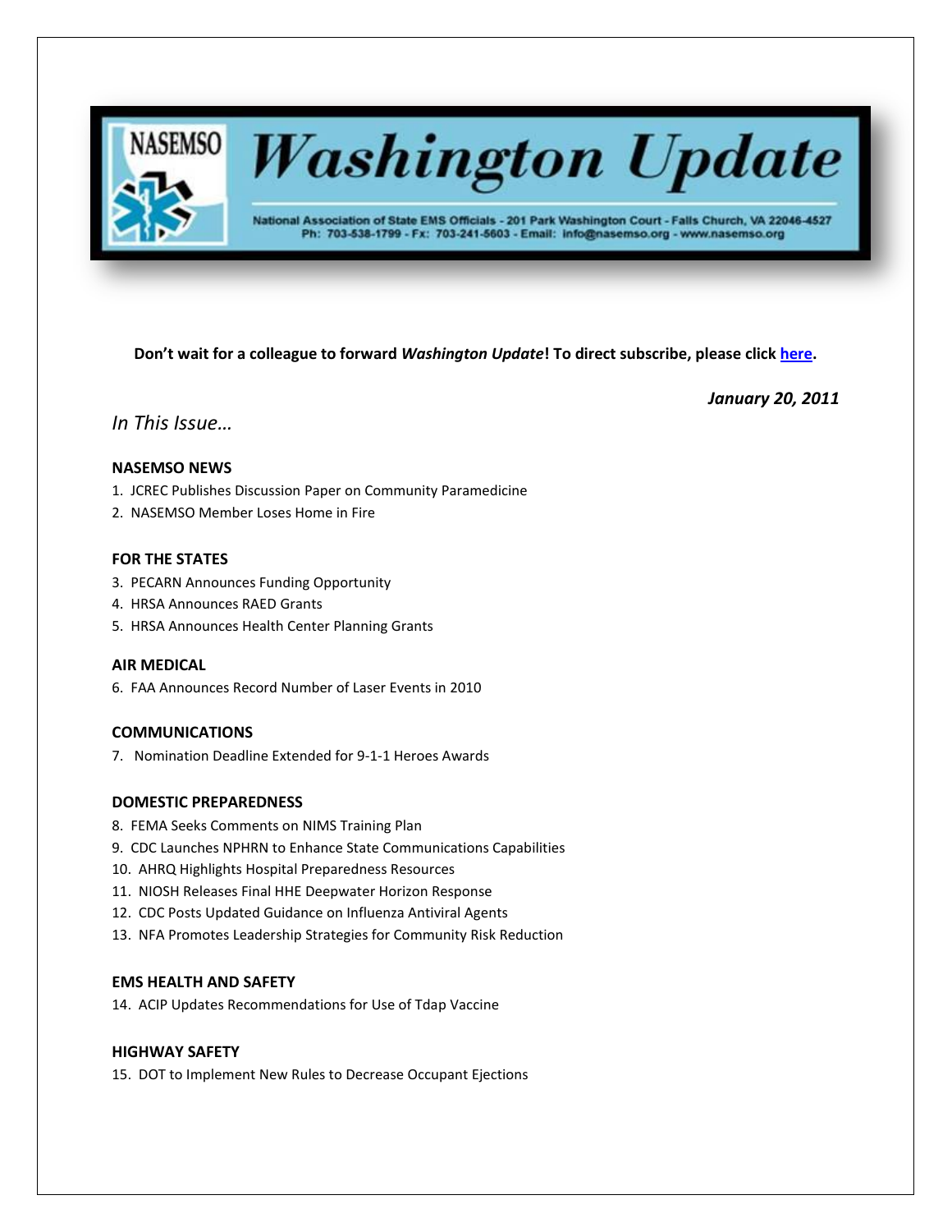# Washington Update

National Association of State EMS Officials - 201 Park Washington Court - Falls Church, VA 22046-4527
Ph: 703-538-1799 - Fx: 703-241-5603 - Email: info@nasemso.org - www.nasemso.org

**Don't wait for a colleague to forward *Washington Update*! To direct subscribe, please click here.**

***January 20, 2011***

*In This Issue…*

**NASEMSO NEWS**

1. JCREC Publishes Discussion Paper on Community Paramedicine
2. NASEMSO Member Loses Home in Fire

**FOR THE STATES**

3. PECARN Announces Funding Opportunity
4. HRSA Announces RAED Grants
5. HRSA Announces Health Center Planning Grants

**AIR MEDICAL**

6. FAA Announces Record Number of Laser Events in 2010

**COMMUNICATIONS**

7. Nomination Deadline Extended for 9-1-1 Heroes Awards

**DOMESTIC PREPAREDNESS**

8. FEMA Seeks Comments on NIMS Training Plan
9. CDC Launches NPHRN to Enhance State Communications Capabilities
10. AHRQ Highlights Hospital Preparedness Resources
11. NIOSH Releases Final HHE Deepwater Horizon Response
12. CDC Posts Updated Guidance on Influenza Antiviral Agents
13. NFA Promotes Leadership Strategies for Community Risk Reduction

**EMS HEALTH AND SAFETY**

14. ACIP Updates Recommendations for Use of Tdap Vaccine

**HIGHWAY SAFETY**

15. DOT to Implement New Rules to Decrease Occupant Ejections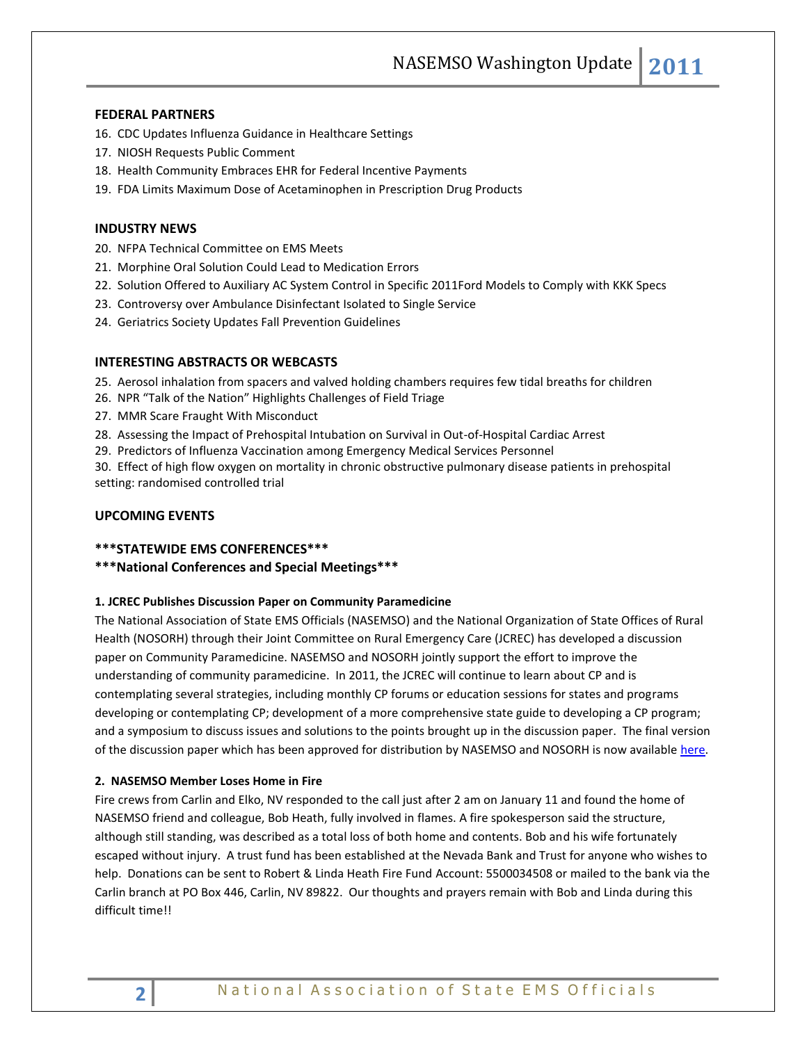## FEDERAL PARTNERS

16. CDC Updates Influenza Guidance in Healthcare Settings
17. NIOSH Requests Public Comment
18. Health Community Embraces EHR for Federal Incentive Payments
19. FDA Limits Maximum Dose of Acetaminophen in Prescription Drug Products

## INDUSTRY NEWS

20. NFPA Technical Committee on EMS Meets
21. Morphine Oral Solution Could Lead to Medication Errors
22. Solution Offered to Auxiliary AC System Control in Specific 2011Ford Models to Comply with KKK Specs
23. Controversy over Ambulance Disinfectant Isolated to Single Service
24. Geriatrics Society Updates Fall Prevention Guidelines

## INTERESTING ABSTRACTS OR WEBCASTS

25. Aerosol inhalation from spacers and valved holding chambers requires few tidal breaths for children
26. NPR "Talk of the Nation" Highlights Challenges of Field Triage
27. MMR Scare Fraught With Misconduct
28. Assessing the Impact of Prehospital Intubation on Survival in Out-of-Hospital Cardiac Arrest
29. Predictors of Influenza Vaccination among Emergency Medical Services Personnel
30. Effect of high flow oxygen on mortality in chronic obstructive pulmonary disease patients in prehospital setting: randomised controlled trial

## UPCOMING EVENTS

**\*\*\*STATEWIDE EMS CONFERENCES\*\*\***

**\*\*\*National Conferences and Special Meetings\*\*\***

### 1. JCREC Publishes Discussion Paper on Community Paramedicine

The National Association of State EMS Officials (NASEMSO) and the National Organization of State Offices of Rural Health (NOSORH) through their Joint Committee on Rural Emergency Care (JCREC) has developed a discussion paper on Community Paramedicine. NASEMSO and NOSORH jointly support the effort to improve the understanding of community paramedicine. In 2011, the JCREC will continue to learn about CP and is contemplating several strategies, including monthly CP forums or education sessions for states and programs developing or contemplating CP; development of a more comprehensive state guide to developing a CP program; and a symposium to discuss issues and solutions to the points brought up in the discussion paper. The final version of the discussion paper which has been approved for distribution by NASEMSO and NOSORH is now available here.

### 2. NASEMSO Member Loses Home in Fire

Fire crews from Carlin and Elko, NV responded to the call just after 2 am on January 11 and found the home of NASEMSO friend and colleague, Bob Heath, fully involved in flames. A fire spokesperson said the structure, although still standing, was described as a total loss of both home and contents. Bob and his wife fortunately escaped without injury. A trust fund has been established at the Nevada Bank and Trust for anyone who wishes to help. Donations can be sent to Robert & Linda Heath Fire Fund Account: 5500034508 or mailed to the bank via the Carlin branch at PO Box 446, Carlin, NV 89822. Our thoughts and prayers remain with Bob and Linda during this difficult time!!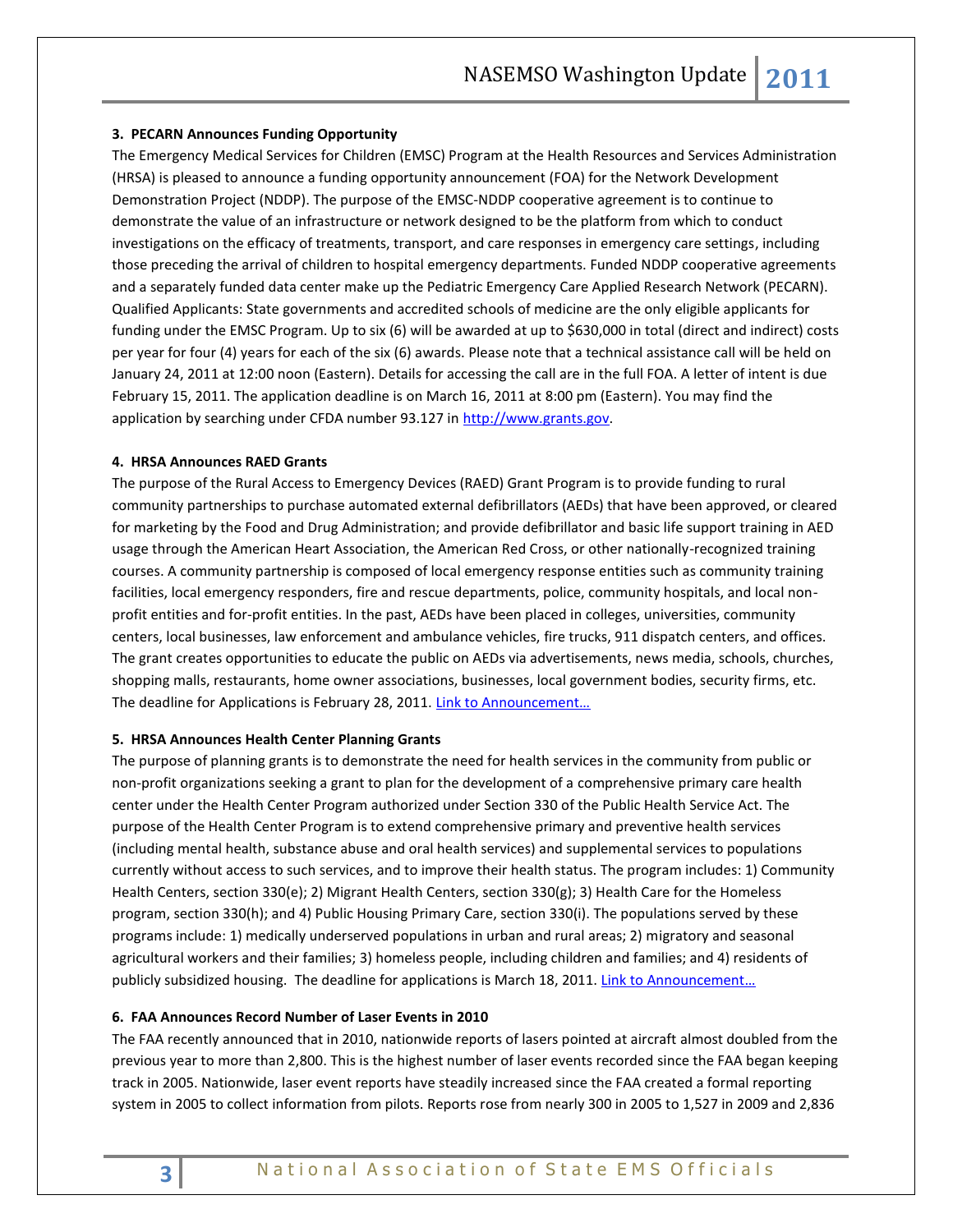**3. PECARN Announces Funding Opportunity**

The Emergency Medical Services for Children (EMSC) Program at the Health Resources and Services Administration (HRSA) is pleased to announce a funding opportunity announcement (FOA) for the Network Development Demonstration Project (NDDP). The purpose of the EMSC-NDDP cooperative agreement is to continue to demonstrate the value of an infrastructure or network designed to be the platform from which to conduct investigations on the efficacy of treatments, transport, and care responses in emergency care settings, including those preceding the arrival of children to hospital emergency departments. Funded NDDP cooperative agreements and a separately funded data center make up the Pediatric Emergency Care Applied Research Network (PECARN). Qualified Applicants: State governments and accredited schools of medicine are the only eligible applicants for funding under the EMSC Program. Up to six (6) will be awarded at up to $630,000 in total (direct and indirect) costs per year for four (4) years for each of the six (6) awards. Please note that a technical assistance call will be held on January 24, 2011 at 12:00 noon (Eastern). Details for accessing the call are in the full FOA. A letter of intent is due February 15, 2011. The application deadline is on March 16, 2011 at 8:00 pm (Eastern). You may find the application by searching under CFDA number 93.127 in [http://www.grants.gov](http://www.grants.gov).

**4. HRSA Announces RAED Grants**

The purpose of the Rural Access to Emergency Devices (RAED) Grant Program is to provide funding to rural community partnerships to purchase automated external defibrillators (AEDs) that have been approved, or cleared for marketing by the Food and Drug Administration; and provide defibrillator and basic life support training in AED usage through the American Heart Association, the American Red Cross, or other nationally-recognized training courses. A community partnership is composed of local emergency response entities such as community training facilities, local emergency responders, fire and rescue departments, police, community hospitals, and local non-profit entities and for-profit entities. In the past, AEDs have been placed in colleges, universities, community centers, local businesses, law enforcement and ambulance vehicles, fire trucks, 911 dispatch centers, and offices. The grant creates opportunities to educate the public on AEDs via advertisements, news media, schools, churches, shopping malls, restaurants, home owner associations, businesses, local government bodies, security firms, etc. The deadline for Applications is February 28, 2011. Link to Announcement…

**5. HRSA Announces Health Center Planning Grants**

The purpose of planning grants is to demonstrate the need for health services in the community from public or non-profit organizations seeking a grant to plan for the development of a comprehensive primary care health center under the Health Center Program authorized under Section 330 of the Public Health Service Act. The purpose of the Health Center Program is to extend comprehensive primary and preventive health services (including mental health, substance abuse and oral health services) and supplemental services to populations currently without access to such services, and to improve their health status. The program includes: 1) Community Health Centers, section 330(e); 2) Migrant Health Centers, section 330(g); 3) Health Care for the Homeless program, section 330(h); and 4) Public Housing Primary Care, section 330(i). The populations served by these programs include: 1) medically underserved populations in urban and rural areas; 2) migratory and seasonal agricultural workers and their families; 3) homeless people, including children and families; and 4) residents of publicly subsidized housing. The deadline for applications is March 18, 2011. Link to Announcement…

**6. FAA Announces Record Number of Laser Events in 2010**

The FAA recently announced that in 2010, nationwide reports of lasers pointed at aircraft almost doubled from the previous year to more than 2,800. This is the highest number of laser events recorded since the FAA began keeping track in 2005. Nationwide, laser event reports have steadily increased since the FAA created a formal reporting system in 2005 to collect information from pilots. Reports rose from nearly 300 in 2005 to 1,527 in 2009 and 2,836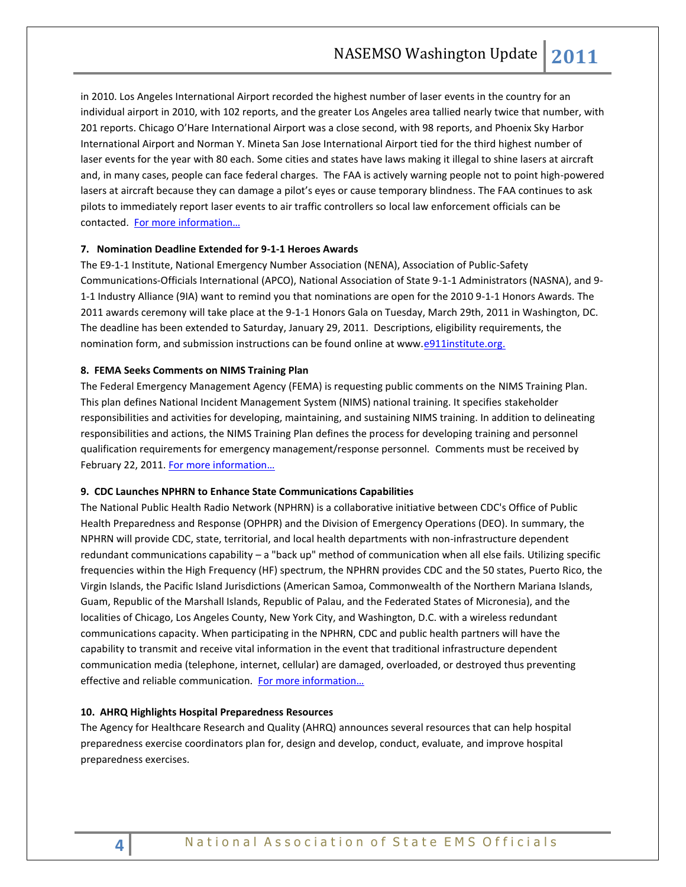in 2010. Los Angeles International Airport recorded the highest number of laser events in the country for an individual airport in 2010, with 102 reports, and the greater Los Angeles area tallied nearly twice that number, with 201 reports. Chicago O'Hare International Airport was a close second, with 98 reports, and Phoenix Sky Harbor International Airport and Norman Y. Mineta San Jose International Airport tied for the third highest number of laser events for the year with 80 each. Some cities and states have laws making it illegal to shine lasers at aircraft and, in many cases, people can face federal charges. The FAA is actively warning people not to point high-powered lasers at aircraft because they can damage a pilot's eyes or cause temporary blindness. The FAA continues to ask pilots to immediately report laser events to air traffic controllers so local law enforcement officials can be contacted. For more information…

**7. Nomination Deadline Extended for 9-1-1 Heroes Awards**

The E9-1-1 Institute, National Emergency Number Association (NENA), Association of Public-Safety Communications-Officials International (APCO), National Association of State 9-1-1 Administrators (NASNA), and 9-1-1 Industry Alliance (9IA) want to remind you that nominations are open for the 2010 9-1-1 Honors Awards. The 2011 awards ceremony will take place at the 9-1-1 Honors Gala on Tuesday, March 29th, 2011 in Washington, DC. The deadline has been extended to Saturday, January 29, 2011. Descriptions, eligibility requirements, the nomination form, and submission instructions can be found online at www.e911institute.org.

**8. FEMA Seeks Comments on NIMS Training Plan**

The Federal Emergency Management Agency (FEMA) is requesting public comments on the NIMS Training Plan. This plan defines National Incident Management System (NIMS) national training. It specifies stakeholder responsibilities and activities for developing, maintaining, and sustaining NIMS training. In addition to delineating responsibilities and actions, the NIMS Training Plan defines the process for developing training and personnel qualification requirements for emergency management/response personnel. Comments must be received by February 22, 2011. For more information…

**9. CDC Launches NPHRN to Enhance State Communications Capabilities**

The National Public Health Radio Network (NPHRN) is a collaborative initiative between CDC's Office of Public Health Preparedness and Response (OPHPR) and the Division of Emergency Operations (DEO). In summary, the NPHRN will provide CDC, state, territorial, and local health departments with non-infrastructure dependent redundant communications capability – a "back up" method of communication when all else fails. Utilizing specific frequencies within the High Frequency (HF) spectrum, the NPHRN provides CDC and the 50 states, Puerto Rico, the Virgin Islands, the Pacific Island Jurisdictions (American Samoa, Commonwealth of the Northern Mariana Islands, Guam, Republic of the Marshall Islands, Republic of Palau, and the Federated States of Micronesia), and the localities of Chicago, Los Angeles County, New York City, and Washington, D.C. with a wireless redundant communications capacity. When participating in the NPHRN, CDC and public health partners will have the capability to transmit and receive vital information in the event that traditional infrastructure dependent communication media (telephone, internet, cellular) are damaged, overloaded, or destroyed thus preventing effective and reliable communication. For more information…

**10. AHRQ Highlights Hospital Preparedness Resources**

The Agency for Healthcare Research and Quality (AHRQ) announces several resources that can help hospital preparedness exercise coordinators plan for, design and develop, conduct, evaluate, and improve hospital preparedness exercises.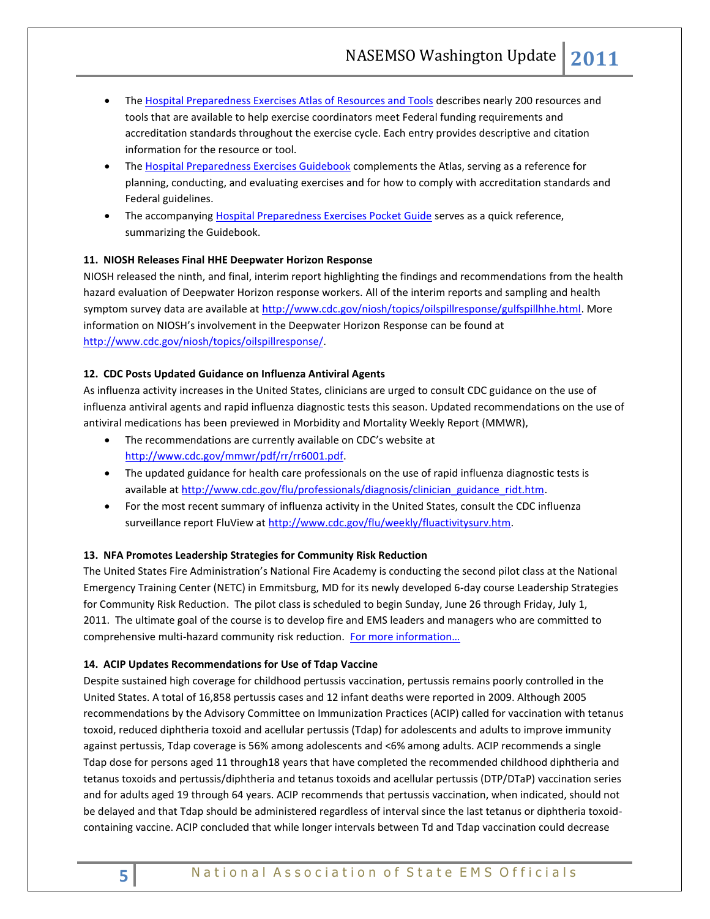- The [Hospital Preparedness Exercises Atlas of Resources and Tools](#) describes nearly 200 resources and tools that are available to help exercise coordinators meet Federal funding requirements and accreditation standards throughout the exercise cycle. Each entry provides descriptive and citation information for the resource or tool.
- The [Hospital Preparedness Exercises Guidebook](#) complements the Atlas, serving as a reference for planning, conducting, and evaluating exercises and for how to comply with accreditation standards and Federal guidelines.
- The accompanying [Hospital Preparedness Exercises Pocket Guide](#) serves as a quick reference, summarizing the Guidebook.

**11. NIOSH Releases Final HHE Deepwater Horizon Response**

NIOSH released the ninth, and final, interim report highlighting the findings and recommendations from the health hazard evaluation of Deepwater Horizon response workers. All of the interim reports and sampling and health symptom survey data are available at http://www.cdc.gov/niosh/topics/oilspillresponse/gulfspillhhe.html. More information on NIOSH's involvement in the Deepwater Horizon Response can be found at http://www.cdc.gov/niosh/topics/oilspillresponse/.

**12. CDC Posts Updated Guidance on Influenza Antiviral Agents**

As influenza activity increases in the United States, clinicians are urged to consult CDC guidance on the use of influenza antiviral agents and rapid influenza diagnostic tests this season. Updated recommendations on the use of antiviral medications has been previewed in Morbidity and Mortality Weekly Report (MMWR),

- The recommendations are currently available on CDC's website at http://www.cdc.gov/mmwr/pdf/rr/rr6001.pdf.
- The updated guidance for health care professionals on the use of rapid influenza diagnostic tests is available at http://www.cdc.gov/flu/professionals/diagnosis/clinician_guidance_ridt.htm.
- For the most recent summary of influenza activity in the United States, consult the CDC influenza surveillance report FluView at http://www.cdc.gov/flu/weekly/fluactivitysurv.htm.

**13. NFA Promotes Leadership Strategies for Community Risk Reduction**

The United States Fire Administration's National Fire Academy is conducting the second pilot class at the National Emergency Training Center (NETC) in Emmitsburg, MD for its newly developed 6-day course Leadership Strategies for Community Risk Reduction. The pilot class is scheduled to begin Sunday, June 26 through Friday, July 1, 2011. The ultimate goal of the course is to develop fire and EMS leaders and managers who are committed to comprehensive multi-hazard community risk reduction. [For more information…](#)

**14. ACIP Updates Recommendations for Use of Tdap Vaccine**

Despite sustained high coverage for childhood pertussis vaccination, pertussis remains poorly controlled in the United States. A total of 16,858 pertussis cases and 12 infant deaths were reported in 2009. Although 2005 recommendations by the Advisory Committee on Immunization Practices (ACIP) called for vaccination with tetanus toxoid, reduced diphtheria toxoid and acellular pertussis (Tdap) for adolescents and adults to improve immunity against pertussis, Tdap coverage is 56% among adolescents and <6% among adults. ACIP recommends a single Tdap dose for persons aged 11 through18 years that have completed the recommended childhood diphtheria and tetanus toxoids and pertussis/diphtheria and tetanus toxoids and acellular pertussis (DTP/DTaP) vaccination series and for adults aged 19 through 64 years. ACIP recommends that pertussis vaccination, when indicated, should not be delayed and that Tdap should be administered regardless of interval since the last tetanus or diphtheria toxoid-containing vaccine. ACIP concluded that while longer intervals between Td and Tdap vaccination could decrease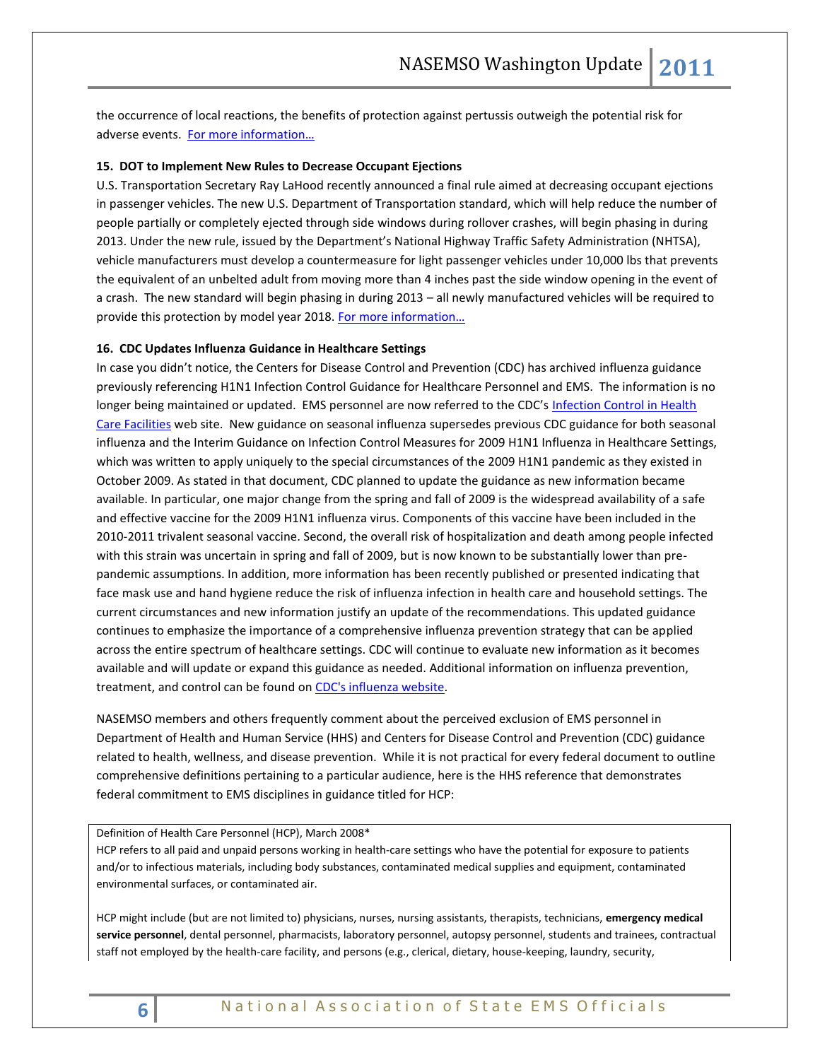the occurrence of local reactions, the benefits of protection against pertussis outweigh the potential risk for adverse events. [For more information…]

**15. DOT to Implement New Rules to Decrease Occupant Ejections**

U.S. Transportation Secretary Ray LaHood recently announced a final rule aimed at decreasing occupant ejections in passenger vehicles. The new U.S. Department of Transportation standard, which will help reduce the number of people partially or completely ejected through side windows during rollover crashes, will begin phasing in during 2013. Under the new rule, issued by the Department's National Highway Traffic Safety Administration (NHTSA), vehicle manufacturers must develop a countermeasure for light passenger vehicles under 10,000 lbs that prevents the equivalent of an unbelted adult from moving more than 4 inches past the side window opening in the event of a crash. The new standard will begin phasing in during 2013 – all newly manufactured vehicles will be required to provide this protection by model year 2018. [For more information…]

**16. CDC Updates Influenza Guidance in Healthcare Settings**

In case you didn't notice, the Centers for Disease Control and Prevention (CDC) has archived influenza guidance previously referencing H1N1 Infection Control Guidance for Healthcare Personnel and EMS. The information is no longer being maintained or updated. EMS personnel are now referred to the CDC's [Infection Control in Health Care Facilities] web site. New guidance on seasonal influenza supersedes previous CDC guidance for both seasonal influenza and the Interim Guidance on Infection Control Measures for 2009 H1N1 Influenza in Healthcare Settings, which was written to apply uniquely to the special circumstances of the 2009 H1N1 pandemic as they existed in October 2009. As stated in that document, CDC planned to update the guidance as new information became available. In particular, one major change from the spring and fall of 2009 is the widespread availability of a safe and effective vaccine for the 2009 H1N1 influenza virus. Components of this vaccine have been included in the 2010-2011 trivalent seasonal vaccine. Second, the overall risk of hospitalization and death among people infected with this strain was uncertain in spring and fall of 2009, but is now known to be substantially lower than pre-pandemic assumptions. In addition, more information has been recently published or presented indicating that face mask use and hand hygiene reduce the risk of influenza infection in health care and household settings. The current circumstances and new information justify an update of the recommendations. This updated guidance continues to emphasize the importance of a comprehensive influenza prevention strategy that can be applied across the entire spectrum of healthcare settings. CDC will continue to evaluate new information as it becomes available and will update or expand this guidance as needed. Additional information on influenza prevention, treatment, and control can be found on [CDC's influenza website].

NASEMSO members and others frequently comment about the perceived exclusion of EMS personnel in Department of Health and Human Service (HHS) and Centers for Disease Control and Prevention (CDC) guidance related to health, wellness, and disease prevention. While it is not practical for every federal document to outline comprehensive definitions pertaining to a particular audience, here is the HHS reference that demonstrates federal commitment to EMS disciplines in guidance titled for HCP:

> Definition of Health Care Personnel (HCP), March 2008*
> HCP refers to all paid and unpaid persons working in health-care settings who have the potential for exposure to patients and/or to infectious materials, including body substances, contaminated medical supplies and equipment, contaminated environmental surfaces, or contaminated air.
>
> HCP might include (but are not limited to) physicians, nurses, nursing assistants, therapists, technicians, **emergency medical service personnel**, dental personnel, pharmacists, laboratory personnel, autopsy personnel, students and trainees, contractual staff not employed by the health-care facility, and persons (e.g., clerical, dietary, house-keeping, laundry, security,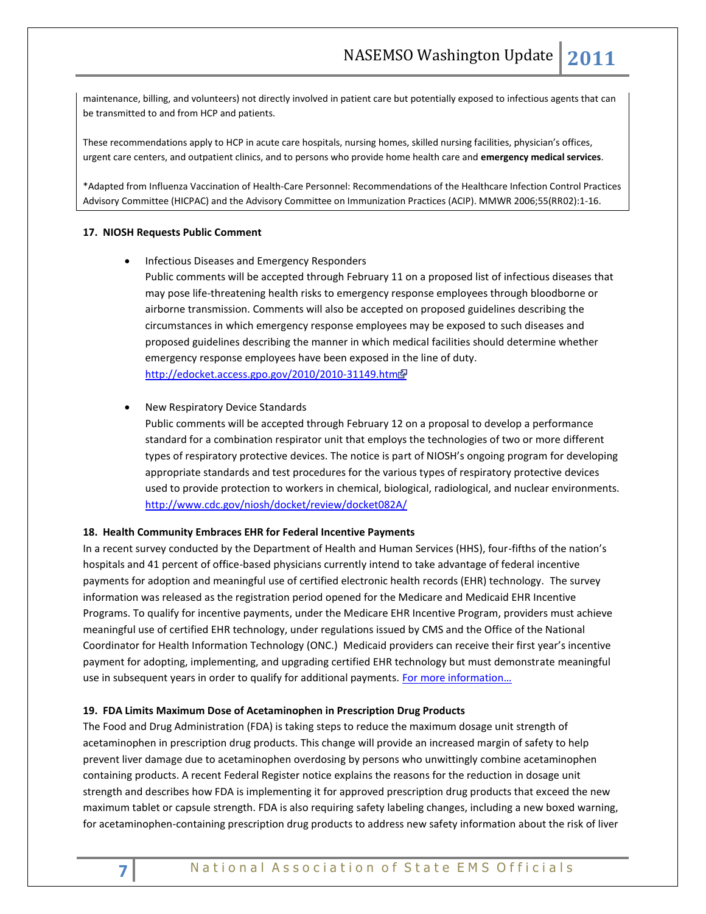maintenance, billing, and volunteers) not directly involved in patient care but potentially exposed to infectious agents that can be transmitted to and from HCP and patients.

These recommendations apply to HCP in acute care hospitals, nursing homes, skilled nursing facilities, physician's offices, urgent care centers, and outpatient clinics, and to persons who provide home health care and **emergency medical services**.

*Adapted from Influenza Vaccination of Health-Care Personnel: Recommendations of the Healthcare Infection Control Practices Advisory Committee (HICPAC) and the Advisory Committee on Immunization Practices (ACIP). MMWR 2006;55(RR02):1-16.

**17. NIOSH Requests Public Comment**

- Infectious Diseases and Emergency Responders
  Public comments will be accepted through February 11 on a proposed list of infectious diseases that may pose life-threatening health risks to emergency response employees through bloodborne or airborne transmission. Comments will also be accepted on proposed guidelines describing the circumstances in which emergency response employees may be exposed to such diseases and proposed guidelines describing the manner in which medical facilities should determine whether emergency response employees have been exposed in the line of duty.
  http://edocket.access.gpo.gov/2010/2010-31149.htm

- New Respiratory Device Standards
  Public comments will be accepted through February 12 on a proposal to develop a performance standard for a combination respirator unit that employs the technologies of two or more different types of respiratory protective devices. The notice is part of NIOSH's ongoing program for developing appropriate standards and test procedures for the various types of respiratory protective devices used to provide protection to workers in chemical, biological, radiological, and nuclear environments.
  http://www.cdc.gov/niosh/docket/review/docket082A/

**18. Health Community Embraces EHR for Federal Incentive Payments**

In a recent survey conducted by the Department of Health and Human Services (HHS), four-fifths of the nation's hospitals and 41 percent of office-based physicians currently intend to take advantage of federal incentive payments for adoption and meaningful use of certified electronic health records (EHR) technology. The survey information was released as the registration period opened for the Medicare and Medicaid EHR Incentive Programs. To qualify for incentive payments, under the Medicare EHR Incentive Program, providers must achieve meaningful use of certified EHR technology, under regulations issued by CMS and the Office of the National Coordinator for Health Information Technology (ONC.) Medicaid providers can receive their first year's incentive payment for adopting, implementing, and upgrading certified EHR technology but must demonstrate meaningful use in subsequent years in order to qualify for additional payments. For more information…

**19. FDA Limits Maximum Dose of Acetaminophen in Prescription Drug Products**

The Food and Drug Administration (FDA) is taking steps to reduce the maximum dosage unit strength of acetaminophen in prescription drug products. This change will provide an increased margin of safety to help prevent liver damage due to acetaminophen overdosing by persons who unwittingly combine acetaminophen containing products. A recent Federal Register notice explains the reasons for the reduction in dosage unit strength and describes how FDA is implementing it for approved prescription drug products that exceed the new maximum tablet or capsule strength. FDA is also requiring safety labeling changes, including a new boxed warning, for acetaminophen-containing prescription drug products to address new safety information about the risk of liver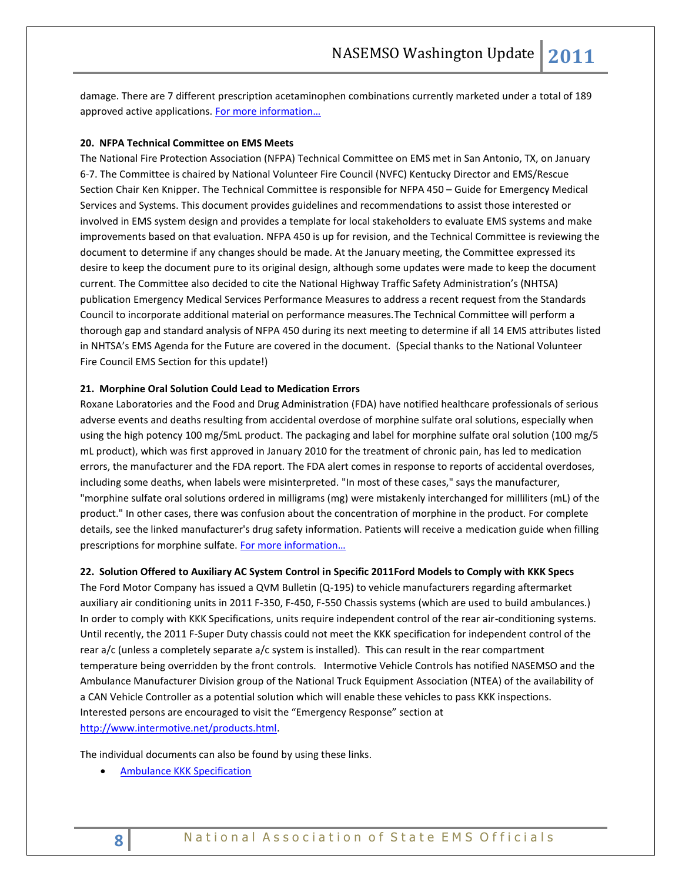damage. There are 7 different prescription acetaminophen combinations currently marketed under a total of 189 approved active applications. [For more information…]

**20. NFPA Technical Committee on EMS Meets**

The National Fire Protection Association (NFPA) Technical Committee on EMS met in San Antonio, TX, on January 6-7. The Committee is chaired by National Volunteer Fire Council (NVFC) Kentucky Director and EMS/Rescue Section Chair Ken Knipper. The Technical Committee is responsible for NFPA 450 – Guide for Emergency Medical Services and Systems. This document provides guidelines and recommendations to assist those interested or involved in EMS system design and provides a template for local stakeholders to evaluate EMS systems and make improvements based on that evaluation. NFPA 450 is up for revision, and the Technical Committee is reviewing the document to determine if any changes should be made. At the January meeting, the Committee expressed its desire to keep the document pure to its original design, although some updates were made to keep the document current. The Committee also decided to cite the National Highway Traffic Safety Administration's (NHTSA) publication Emergency Medical Services Performance Measures to address a recent request from the Standards Council to incorporate additional material on performance measures.The Technical Committee will perform a thorough gap and standard analysis of NFPA 450 during its next meeting to determine if all 14 EMS attributes listed in NHTSA's EMS Agenda for the Future are covered in the document. (Special thanks to the National Volunteer Fire Council EMS Section for this update!)

**21. Morphine Oral Solution Could Lead to Medication Errors**

Roxane Laboratories and the Food and Drug Administration (FDA) have notified healthcare professionals of serious adverse events and deaths resulting from accidental overdose of morphine sulfate oral solutions, especially when using the high potency 100 mg/5mL product. The packaging and label for morphine sulfate oral solution (100 mg/5 mL product), which was first approved in January 2010 for the treatment of chronic pain, has led to medication errors, the manufacturer and the FDA report. The FDA alert comes in response to reports of accidental overdoses, including some deaths, when labels were misinterpreted. "In most of these cases," says the manufacturer, "morphine sulfate oral solutions ordered in milligrams (mg) were mistakenly interchanged for milliliters (mL) of the product." In other cases, there was confusion about the concentration of morphine in the product. For complete details, see the linked manufacturer's drug safety information. Patients will receive a medication guide when filling prescriptions for morphine sulfate. [For more information…]

**22. Solution Offered to Auxiliary AC System Control in Specific 2011Ford Models to Comply with KKK Specs**

The Ford Motor Company has issued a QVM Bulletin (Q-195) to vehicle manufacturers regarding aftermarket auxiliary air conditioning units in 2011 F-350, F-450, F-550 Chassis systems (which are used to build ambulances.) In order to comply with KKK Specifications, units require independent control of the rear air-conditioning systems. Until recently, the 2011 F-Super Duty chassis could not meet the KKK specification for independent control of the rear a/c (unless a completely separate a/c system is installed). This can result in the rear compartment temperature being overridden by the front controls. Intermotive Vehicle Controls has notified NASEMSO and the Ambulance Manufacturer Division group of the National Truck Equipment Association (NTEA) of the availability of a CAN Vehicle Controller as a potential solution which will enable these vehicles to pass KKK inspections. Interested persons are encouraged to visit the "Emergency Response" section at http://www.intermotive.net/products.html.

The individual documents can also be found by using these links.

- [Ambulance KKK Specification]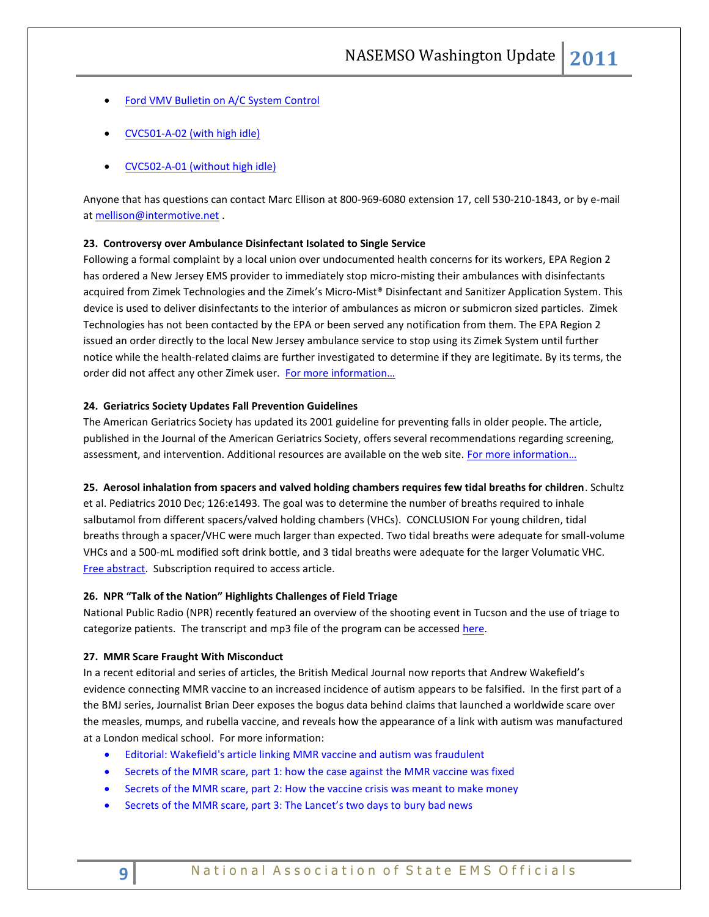- Ford VMV Bulletin on A/C System Control
- CVC501-A-02 (with high idle)
- CVC502-A-01 (without high idle)

Anyone that has questions can contact Marc Ellison at 800-969-6080 extension 17, cell 530-210-1843, or by e-mail at mellison@intermotive.net .

**23. Controversy over Ambulance Disinfectant Isolated to Single Service**

Following a formal complaint by a local union over undocumented health concerns for its workers, EPA Region 2 has ordered a New Jersey EMS provider to immediately stop micro-misting their ambulances with disinfectants acquired from Zimek Technologies and the Zimek's Micro-Mist® Disinfectant and Sanitizer Application System. This device is used to deliver disinfectants to the interior of ambulances as micron or submicron sized particles. Zimek Technologies has not been contacted by the EPA or been served any notification from them. The EPA Region 2 issued an order directly to the local New Jersey ambulance service to stop using its Zimek System until further notice while the health-related claims are further investigated to determine if they are legitimate. By its terms, the order did not affect any other Zimek user. For more information…

**24. Geriatrics Society Updates Fall Prevention Guidelines**

The American Geriatrics Society has updated its 2001 guideline for preventing falls in older people. The article, published in the Journal of the American Geriatrics Society, offers several recommendations regarding screening, assessment, and intervention. Additional resources are available on the web site. For more information…

**25. Aerosol inhalation from spacers and valved holding chambers requires few tidal breaths for children**. Schultz et al. Pediatrics 2010 Dec; 126:e1493. The goal was to determine the number of breaths required to inhale salbutamol from different spacers/valved holding chambers (VHCs). CONCLUSION For young children, tidal breaths through a spacer/VHC were much larger than expected. Two tidal breaths were adequate for small-volume VHCs and a 500-mL modified soft drink bottle, and 3 tidal breaths were adequate for the larger Volumatic VHC. Free abstract. Subscription required to access article.

**26. NPR "Talk of the Nation" Highlights Challenges of Field Triage**

National Public Radio (NPR) recently featured an overview of the shooting event in Tucson and the use of triage to categorize patients. The transcript and mp3 file of the program can be accessed here.

**27. MMR Scare Fraught With Misconduct**

In a recent editorial and series of articles, the British Medical Journal now reports that Andrew Wakefield's evidence connecting MMR vaccine to an increased incidence of autism appears to be falsified. In the first part of a the BMJ series, Journalist Brian Deer exposes the bogus data behind claims that launched a worldwide scare over the measles, mumps, and rubella vaccine, and reveals how the appearance of a link with autism was manufactured at a London medical school. For more information:

- Editorial: Wakefield's article linking MMR vaccine and autism was fraudulent
- Secrets of the MMR scare, part 1: how the case against the MMR vaccine was fixed
- Secrets of the MMR scare, part 2: How the vaccine crisis was meant to make money
- Secrets of the MMR scare, part 3: The Lancet's two days to bury bad news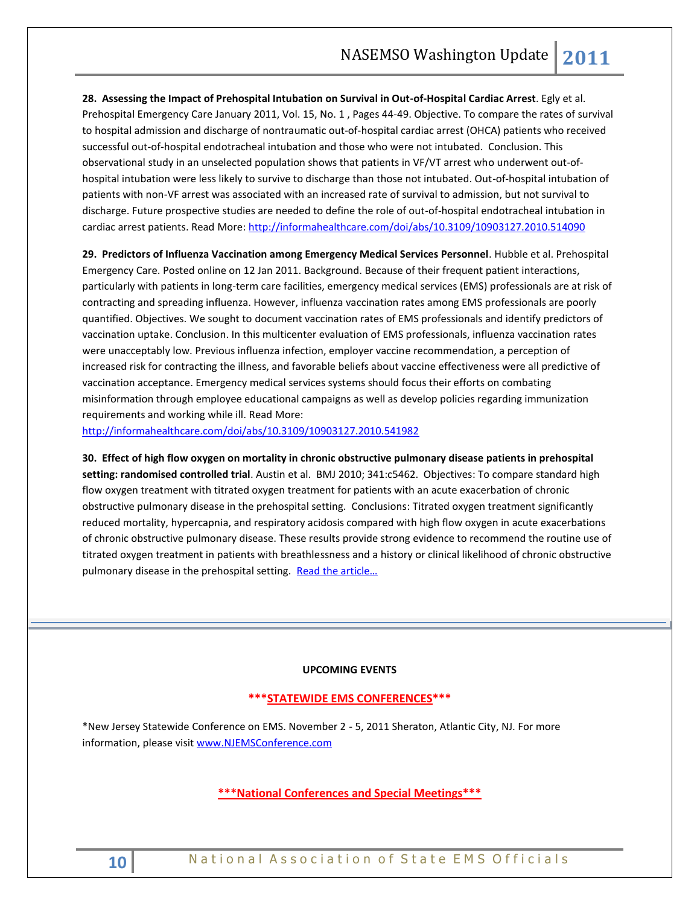**28. Assessing the Impact of Prehospital Intubation on Survival in Out-of-Hospital Cardiac Arrest**. Egly et al. Prehospital Emergency Care January 2011, Vol. 15, No. 1 , Pages 44-49. Objective. To compare the rates of survival to hospital admission and discharge of nontraumatic out-of-hospital cardiac arrest (OHCA) patients who received successful out-of-hospital endotracheal intubation and those who were not intubated. Conclusion. This observational study in an unselected population shows that patients in VF/VT arrest who underwent out-of-hospital intubation were less likely to survive to discharge than those not intubated. Out-of-hospital intubation of patients with non-VF arrest was associated with an increased rate of survival to admission, but not survival to discharge. Future prospective studies are needed to define the role of out-of-hospital endotracheal intubation in cardiac arrest patients. Read More: http://informahealthcare.com/doi/abs/10.3109/10903127.2010.514090

**29. Predictors of Influenza Vaccination among Emergency Medical Services Personnel**. Hubble et al. Prehospital Emergency Care. Posted online on 12 Jan 2011. Background. Because of their frequent patient interactions, particularly with patients in long-term care facilities, emergency medical services (EMS) professionals are at risk of contracting and spreading influenza. However, influenza vaccination rates among EMS professionals are poorly quantified. Objectives. We sought to document vaccination rates of EMS professionals and identify predictors of vaccination uptake. Conclusion. In this multicenter evaluation of EMS professionals, influenza vaccination rates were unacceptably low. Previous influenza infection, employer vaccine recommendation, a perception of increased risk for contracting the illness, and favorable beliefs about vaccine effectiveness were all predictive of vaccination acceptance. Emergency medical services systems should focus their efforts on combating misinformation through employee educational campaigns as well as develop policies regarding immunization requirements and working while ill. Read More: http://informahealthcare.com/doi/abs/10.3109/10903127.2010.541982

**30. Effect of high flow oxygen on mortality in chronic obstructive pulmonary disease patients in prehospital setting: randomised controlled trial**. Austin et al. BMJ 2010; 341:c5462. Objectives: To compare standard high flow oxygen treatment with titrated oxygen treatment for patients with an acute exacerbation of chronic obstructive pulmonary disease in the prehospital setting. Conclusions: Titrated oxygen treatment significantly reduced mortality, hypercapnia, and respiratory acidosis compared with high flow oxygen in acute exacerbations of chronic obstructive pulmonary disease. These results provide strong evidence to recommend the routine use of titrated oxygen treatment in patients with breathlessness and a history or clinical likelihood of chronic obstructive pulmonary disease in the prehospital setting. Read the article…

---

## UPCOMING EVENTS

### ***STATEWIDE EMS CONFERENCES***

*New Jersey Statewide Conference on EMS. November 2 - 5, 2011 Sheraton, Atlantic City, NJ. For more information, please visit www.NJEMSConference.com

### ***National Conferences and Special Meetings***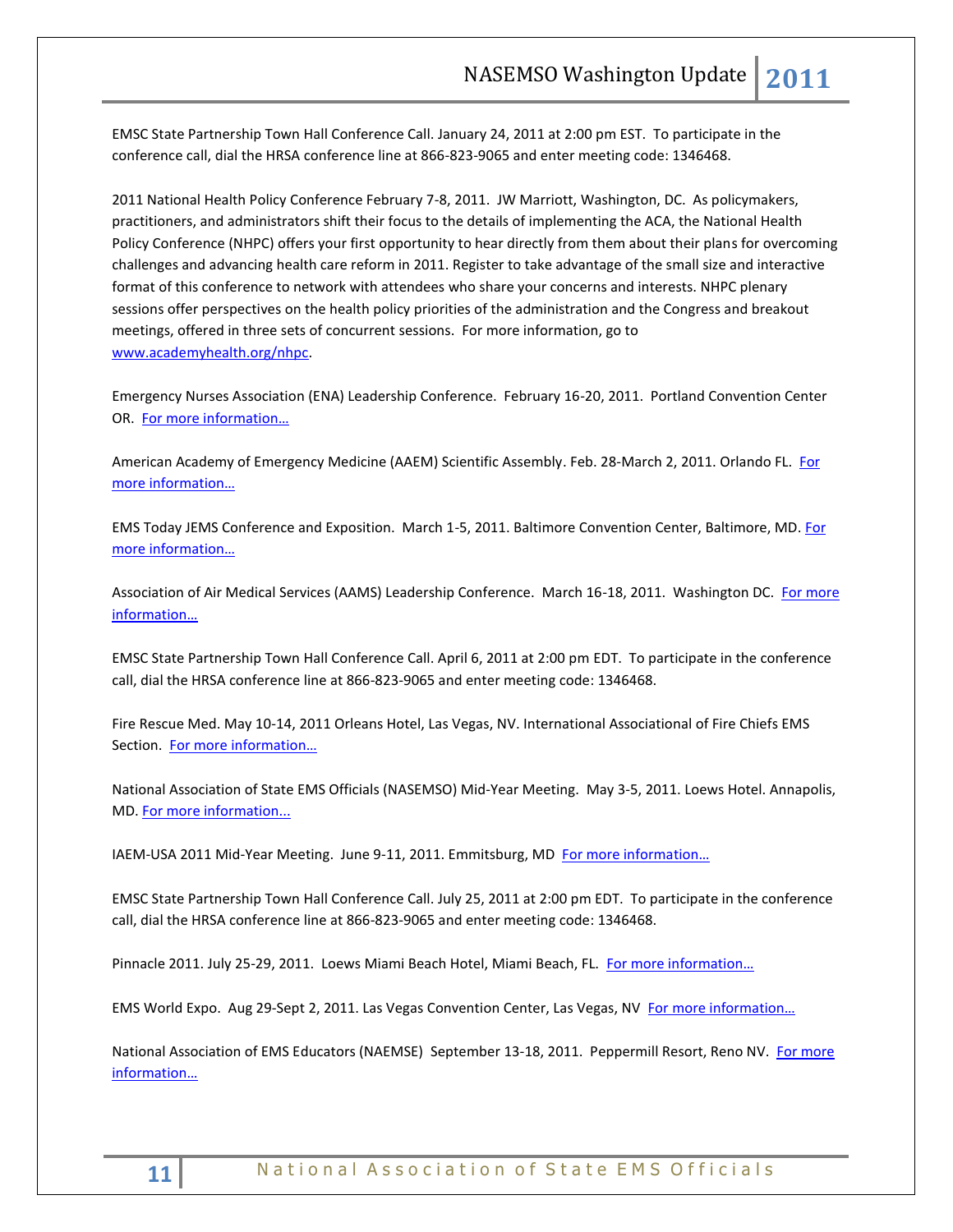EMSC State Partnership Town Hall Conference Call. January 24, 2011 at 2:00 pm EST. To participate in the conference call, dial the HRSA conference line at 866-823-9065 and enter meeting code: 1346468.

2011 National Health Policy Conference February 7-8, 2011. JW Marriott, Washington, DC. As policymakers, practitioners, and administrators shift their focus to the details of implementing the ACA, the National Health Policy Conference (NHPC) offers your first opportunity to hear directly from them about their plans for overcoming challenges and advancing health care reform in 2011. Register to take advantage of the small size and interactive format of this conference to network with attendees who share your concerns and interests. NHPC plenary sessions offer perspectives on the health policy priorities of the administration and the Congress and breakout meetings, offered in three sets of concurrent sessions. For more information, go to www.academyhealth.org/nhpc.

Emergency Nurses Association (ENA) Leadership Conference. February 16-20, 2011. Portland Convention Center OR. For more information…

American Academy of Emergency Medicine (AAEM) Scientific Assembly. Feb. 28-March 2, 2011. Orlando FL. For more information…

EMS Today JEMS Conference and Exposition. March 1-5, 2011. Baltimore Convention Center, Baltimore, MD. For more information…

Association of Air Medical Services (AAMS) Leadership Conference. March 16-18, 2011. Washington DC. For more information…

EMSC State Partnership Town Hall Conference Call. April 6, 2011 at 2:00 pm EDT. To participate in the conference call, dial the HRSA conference line at 866-823-9065 and enter meeting code: 1346468.

Fire Rescue Med. May 10-14, 2011 Orleans Hotel, Las Vegas, NV. International Associational of Fire Chiefs EMS Section. For more information…

National Association of State EMS Officials (NASEMSO) Mid-Year Meeting. May 3-5, 2011. Loews Hotel. Annapolis, MD. For more information...

IAEM-USA 2011 Mid-Year Meeting. June 9-11, 2011. Emmitsburg, MD For more information…

EMSC State Partnership Town Hall Conference Call. July 25, 2011 at 2:00 pm EDT. To participate in the conference call, dial the HRSA conference line at 866-823-9065 and enter meeting code: 1346468.

Pinnacle 2011. July 25-29, 2011. Loews Miami Beach Hotel, Miami Beach, FL. For more information…

EMS World Expo. Aug 29-Sept 2, 2011. Las Vegas Convention Center, Las Vegas, NV For more information…

National Association of EMS Educators (NAEMSE) September 13-18, 2011. Peppermill Resort, Reno NV. For more information…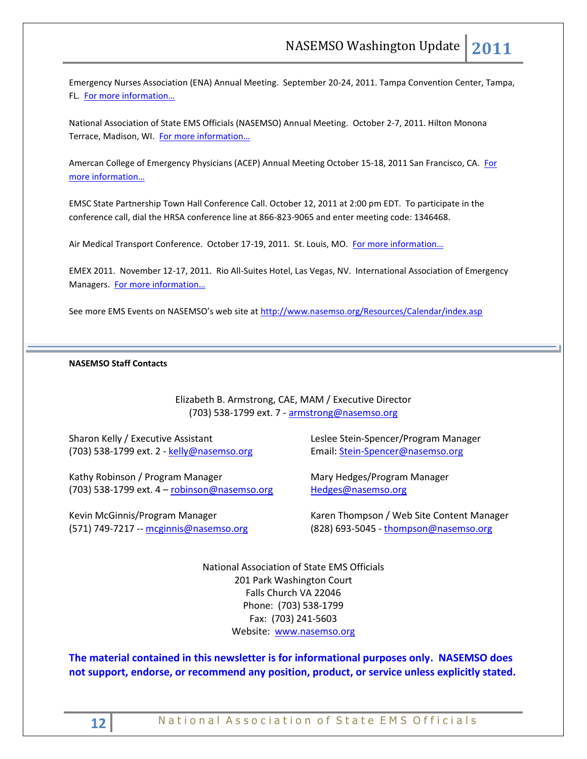Emergency Nurses Association (ENA) Annual Meeting. September 20-24, 2011. Tampa Convention Center, Tampa, FL. [For more information…]

National Association of State EMS Officials (NASEMSO) Annual Meeting. October 2-7, 2011. Hilton Monona Terrace, Madison, WI. [For more information…]

Amercan College of Emergency Physicians (ACEP) Annual Meeting October 15-18, 2011 San Francisco, CA. [For more information…]

EMSC State Partnership Town Hall Conference Call. October 12, 2011 at 2:00 pm EDT. To participate in the conference call, dial the HRSA conference line at 866-823-9065 and enter meeting code: 1346468.

Air Medical Transport Conference. October 17-19, 2011. St. Louis, MO. [For more information…]

EMEX 2011. November 12-17, 2011. Rio All-Suites Hotel, Las Vegas, NV. International Association of Emergency Managers. [For more information…]

See more EMS Events on NASEMSO's web site at http://www.nasemso.org/Resources/Calendar/index.asp

---

**NASEMSO Staff Contacts**

Elizabeth B. Armstrong, CAE, MAM / Executive Director
(703) 538-1799 ext. 7 - armstrong@nasemso.org

Sharon Kelly / Executive Assistant
(703) 538-1799 ext. 2 - kelly@nasemso.org

Kathy Robinson / Program Manager
(703) 538-1799 ext. 4 – robinson@nasemso.org

Kevin McGinnis/Program Manager
(571) 749-7217 -- mcginnis@nasemso.org

Leslee Stein-Spencer/Program Manager
Email: Stein-Spencer@nasemso.org

Mary Hedges/Program Manager
Hedges@nasemso.org

Karen Thompson / Web Site Content Manager
(828) 693-5045 - thompson@nasemso.org

National Association of State EMS Officials
201 Park Washington Court
Falls Church VA 22046
Phone: (703) 538-1799
Fax: (703) 241-5603
Website: www.nasemso.org

**The material contained in this newsletter is for informational purposes only. NASEMSO does not support, endorse, or recommend any position, product, or service unless explicitly stated.**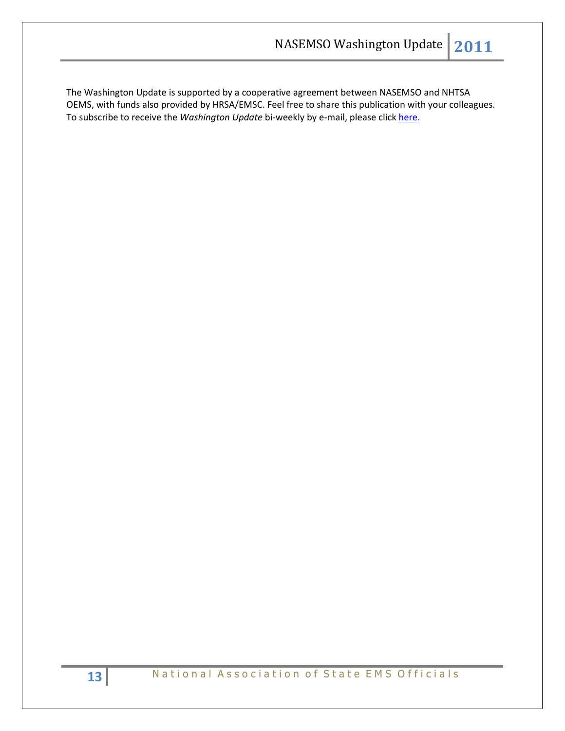The Washington Update is supported by a cooperative agreement between NASEMSO and NHTSA OEMS, with funds also provided by HRSA/EMSC. Feel free to share this publication with your colleagues. To subscribe to receive the *Washington Update* bi-weekly by e-mail, please click here.